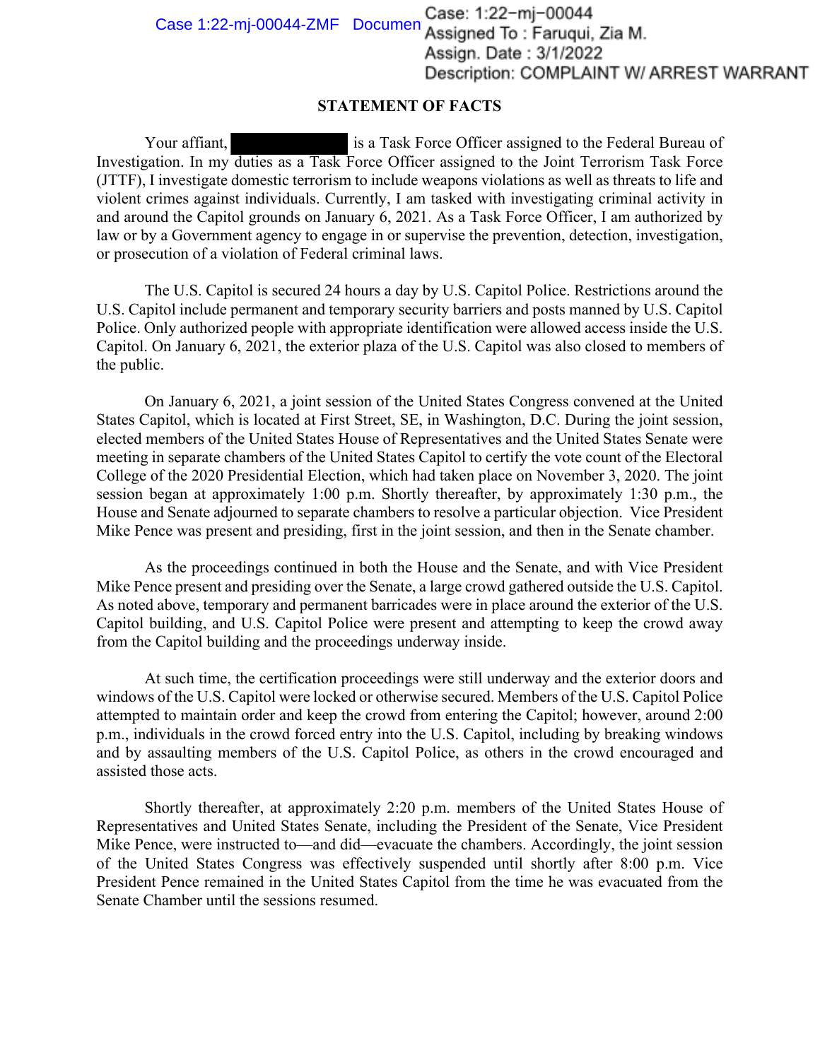Case: 1:22-mj-00044
Assigned To : Faruqui, Zia M.
Assign. Date : 3/1/2022
Description: COMPLAINT W/ ARREST WARRANT

## STATEMENT OF FACTS

Your affiant, [REDACTED] is a Task Force Officer assigned to the Federal Bureau of Investigation. In my duties as a Task Force Officer assigned to the Joint Terrorism Task Force (JTTF), I investigate domestic terrorism to include weapons violations as well as threats to life and violent crimes against individuals. Currently, I am tasked with investigating criminal activity in and around the Capitol grounds on January 6, 2021. As a Task Force Officer, I am authorized by law or by a Government agency to engage in or supervise the prevention, detection, investigation, or prosecution of a violation of Federal criminal laws.

The U.S. Capitol is secured 24 hours a day by U.S. Capitol Police. Restrictions around the U.S. Capitol include permanent and temporary security barriers and posts manned by U.S. Capitol Police. Only authorized people with appropriate identification were allowed access inside the U.S. Capitol. On January 6, 2021, the exterior plaza of the U.S. Capitol was also closed to members of the public.

On January 6, 2021, a joint session of the United States Congress convened at the United States Capitol, which is located at First Street, SE, in Washington, D.C. During the joint session, elected members of the United States House of Representatives and the United States Senate were meeting in separate chambers of the United States Capitol to certify the vote count of the Electoral College of the 2020 Presidential Election, which had taken place on November 3, 2020. The joint session began at approximately 1:00 p.m. Shortly thereafter, by approximately 1:30 p.m., the House and Senate adjourned to separate chambers to resolve a particular objection. Vice President Mike Pence was present and presiding, first in the joint session, and then in the Senate chamber.

As the proceedings continued in both the House and the Senate, and with Vice President Mike Pence present and presiding over the Senate, a large crowd gathered outside the U.S. Capitol. As noted above, temporary and permanent barricades were in place around the exterior of the U.S. Capitol building, and U.S. Capitol Police were present and attempting to keep the crowd away from the Capitol building and the proceedings underway inside.

At such time, the certification proceedings were still underway and the exterior doors and windows of the U.S. Capitol were locked or otherwise secured. Members of the U.S. Capitol Police attempted to maintain order and keep the crowd from entering the Capitol; however, around 2:00 p.m., individuals in the crowd forced entry into the U.S. Capitol, including by breaking windows and by assaulting members of the U.S. Capitol Police, as others in the crowd encouraged and assisted those acts.

Shortly thereafter, at approximately 2:20 p.m. members of the United States House of Representatives and United States Senate, including the President of the Senate, Vice President Mike Pence, were instructed to—and did—evacuate the chambers. Accordingly, the joint session of the United States Congress was effectively suspended until shortly after 8:00 p.m. Vice President Pence remained in the United States Capitol from the time he was evacuated from the Senate Chamber until the sessions resumed.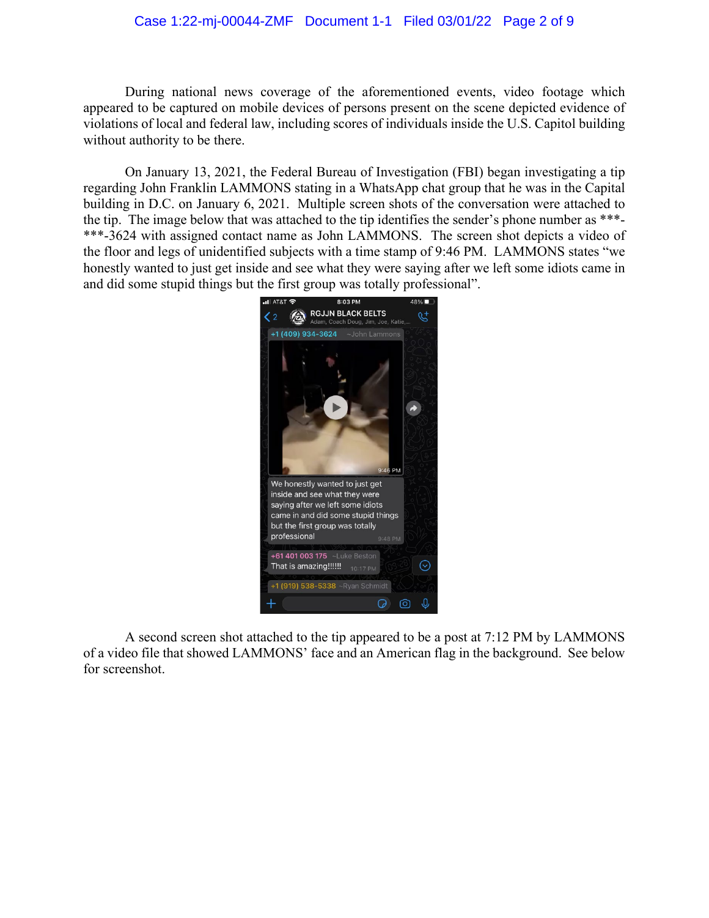During national news coverage of the aforementioned events, video footage which appeared to be captured on mobile devices of persons present on the scene depicted evidence of violations of local and federal law, including scores of individuals inside the U.S. Capitol building without authority to be there.

On January 13, 2021, the Federal Bureau of Investigation (FBI) began investigating a tip regarding John Franklin LAMMONS stating in a WhatsApp chat group that he was in the Capital building in D.C. on January 6, 2021. Multiple screen shots of the conversation were attached to the tip. The image below that was attached to the tip identifies the sender's phone number as ***-***-3624 with assigned contact name as John LAMMONS. The screen shot depicts a video of the floor and legs of unidentified subjects with a time stamp of 9:46 PM. LAMMONS states "we honestly wanted to just get inside and see what they were saying after we left some idiots came in and did some stupid things but the first group was totally professional".

A second screen shot attached to the tip appeared to be a post at 7:12 PM by LAMMONS of a video file that showed LAMMONS' face and an American flag in the background. See below for screenshot.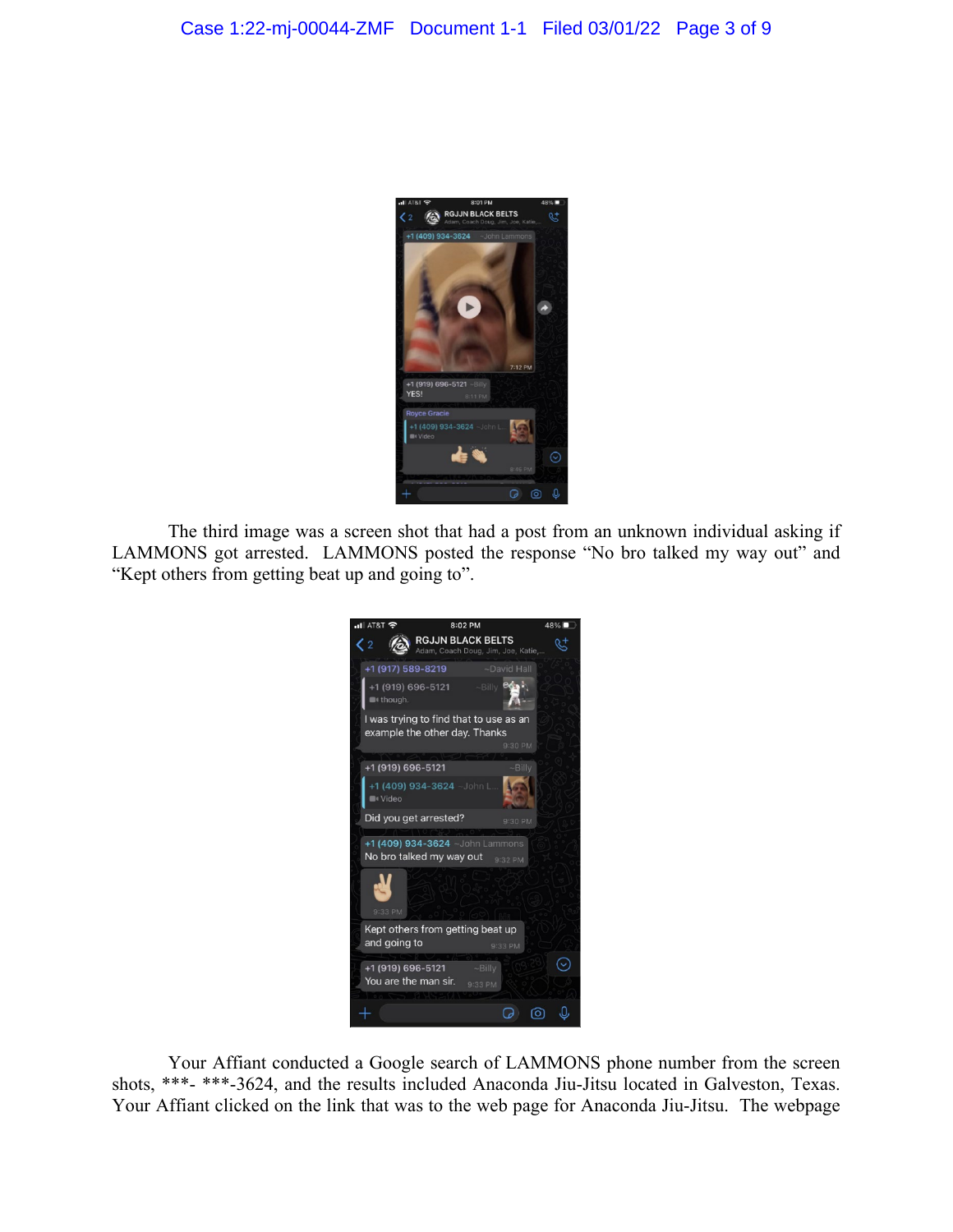The third image was a screen shot that had a post from an unknown individual asking if LAMMONS got arrested. LAMMONS posted the response "No bro talked my way out" and "Kept others from getting beat up and going to".

Your Affiant conducted a Google search of LAMMONS phone number from the screen shots, ***- ***-3624, and the results included Anaconda Jiu-Jitsu located in Galveston, Texas. Your Affiant clicked on the link that was to the web page for Anaconda Jiu-Jitsu. The webpage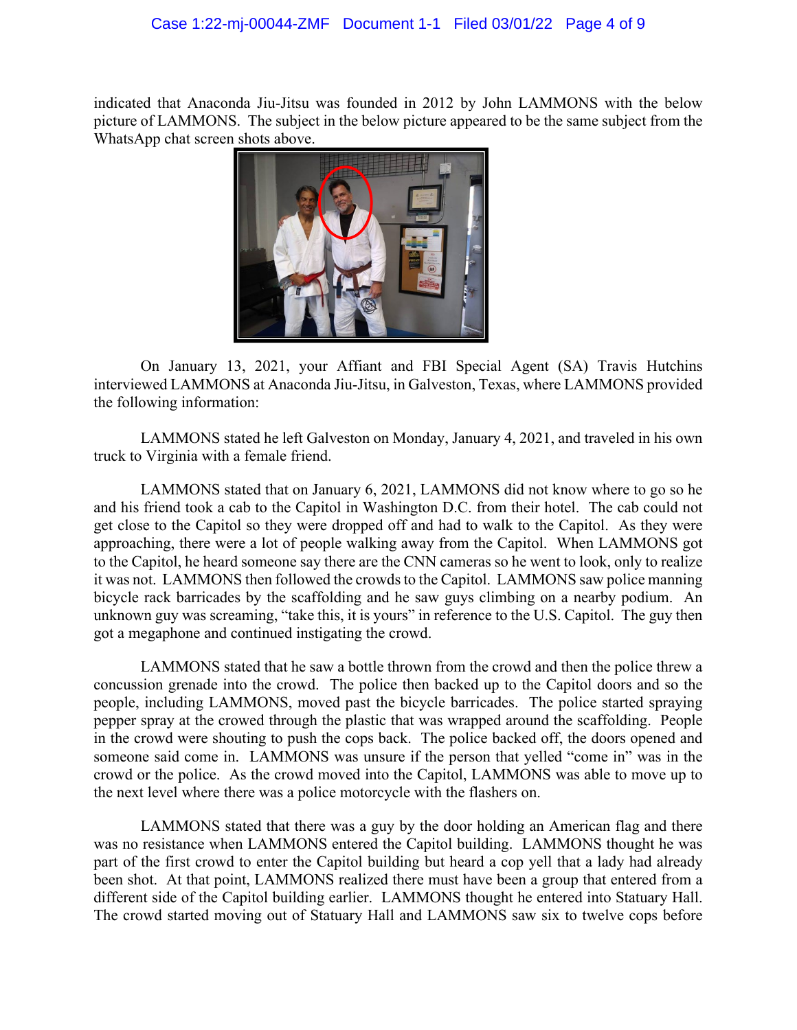indicated that Anaconda Jiu-Jitsu was founded in 2012 by John LAMMONS with the below picture of LAMMONS. The subject in the below picture appeared to be the same subject from the WhatsApp chat screen shots above.

On January 13, 2021, your Affiant and FBI Special Agent (SA) Travis Hutchins interviewed LAMMONS at Anaconda Jiu-Jitsu, in Galveston, Texas, where LAMMONS provided the following information:

LAMMONS stated he left Galveston on Monday, January 4, 2021, and traveled in his own truck to Virginia with a female friend.

LAMMONS stated that on January 6, 2021, LAMMONS did not know where to go so he and his friend took a cab to the Capitol in Washington D.C. from their hotel. The cab could not get close to the Capitol so they were dropped off and had to walk to the Capitol. As they were approaching, there were a lot of people walking away from the Capitol. When LAMMONS got to the Capitol, he heard someone say there are the CNN cameras so he went to look, only to realize it was not. LAMMONS then followed the crowds to the Capitol. LAMMONS saw police manning bicycle rack barricades by the scaffolding and he saw guys climbing on a nearby podium. An unknown guy was screaming, "take this, it is yours" in reference to the U.S. Capitol. The guy then got a megaphone and continued instigating the crowd.

LAMMONS stated that he saw a bottle thrown from the crowd and then the police threw a concussion grenade into the crowd. The police then backed up to the Capitol doors and so the people, including LAMMONS, moved past the bicycle barricades. The police started spraying pepper spray at the crowed through the plastic that was wrapped around the scaffolding. People in the crowd were shouting to push the cops back. The police backed off, the doors opened and someone said come in. LAMMONS was unsure if the person that yelled "come in" was in the crowd or the police. As the crowd moved into the Capitol, LAMMONS was able to move up to the next level where there was a police motorcycle with the flashers on.

LAMMONS stated that there was a guy by the door holding an American flag and there was no resistance when LAMMONS entered the Capitol building. LAMMONS thought he was part of the first crowd to enter the Capitol building but heard a cop yell that a lady had already been shot. At that point, LAMMONS realized there must have been a group that entered from a different side of the Capitol building earlier. LAMMONS thought he entered into Statuary Hall. The crowd started moving out of Statuary Hall and LAMMONS saw six to twelve cops before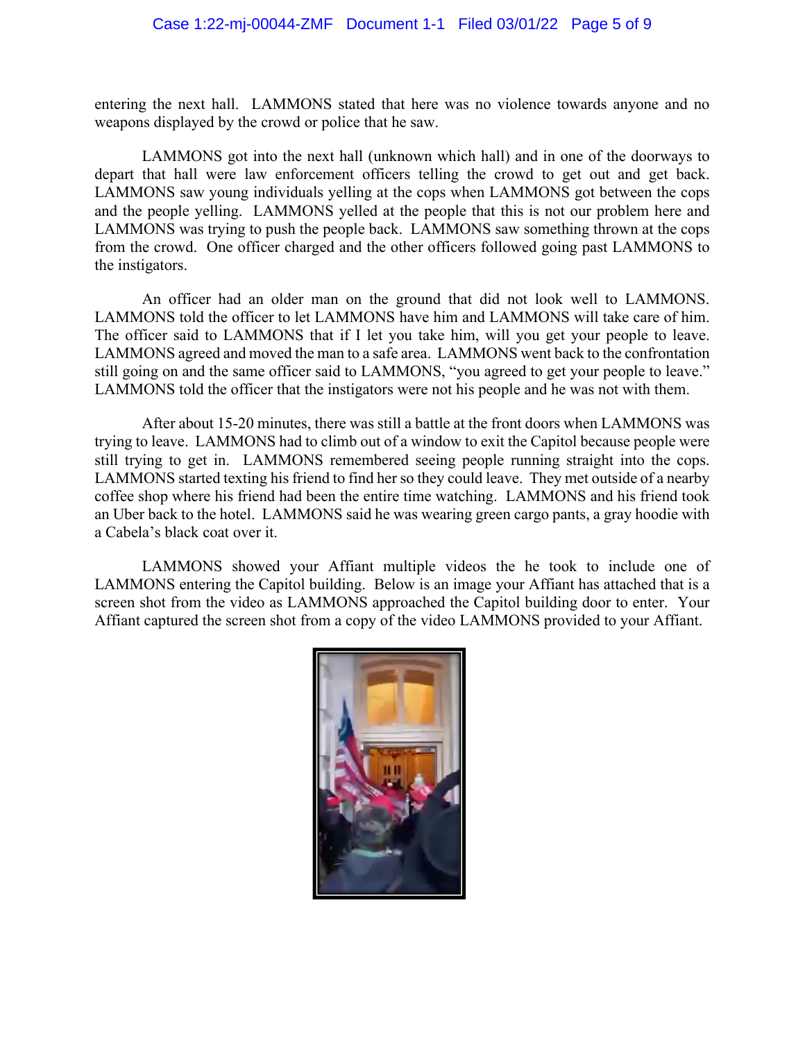entering the next hall. LAMMONS stated that here was no violence towards anyone and no weapons displayed by the crowd or police that he saw.

LAMMONS got into the next hall (unknown which hall) and in one of the doorways to depart that hall were law enforcement officers telling the crowd to get out and get back. LAMMONS saw young individuals yelling at the cops when LAMMONS got between the cops and the people yelling. LAMMONS yelled at the people that this is not our problem here and LAMMONS was trying to push the people back. LAMMONS saw something thrown at the cops from the crowd. One officer charged and the other officers followed going past LAMMONS to the instigators.

An officer had an older man on the ground that did not look well to LAMMONS. LAMMONS told the officer to let LAMMONS have him and LAMMONS will take care of him. The officer said to LAMMONS that if I let you take him, will you get your people to leave. LAMMONS agreed and moved the man to a safe area. LAMMONS went back to the confrontation still going on and the same officer said to LAMMONS, "you agreed to get your people to leave." LAMMONS told the officer that the instigators were not his people and he was not with them.

After about 15-20 minutes, there was still a battle at the front doors when LAMMONS was trying to leave. LAMMONS had to climb out of a window to exit the Capitol because people were still trying to get in. LAMMONS remembered seeing people running straight into the cops. LAMMONS started texting his friend to find her so they could leave. They met outside of a nearby coffee shop where his friend had been the entire time watching. LAMMONS and his friend took an Uber back to the hotel. LAMMONS said he was wearing green cargo pants, a gray hoodie with a Cabela's black coat over it.

LAMMONS showed your Affiant multiple videos the he took to include one of LAMMONS entering the Capitol building. Below is an image your Affiant has attached that is a screen shot from the video as LAMMONS approached the Capitol building door to enter. Your Affiant captured the screen shot from a copy of the video LAMMONS provided to your Affiant.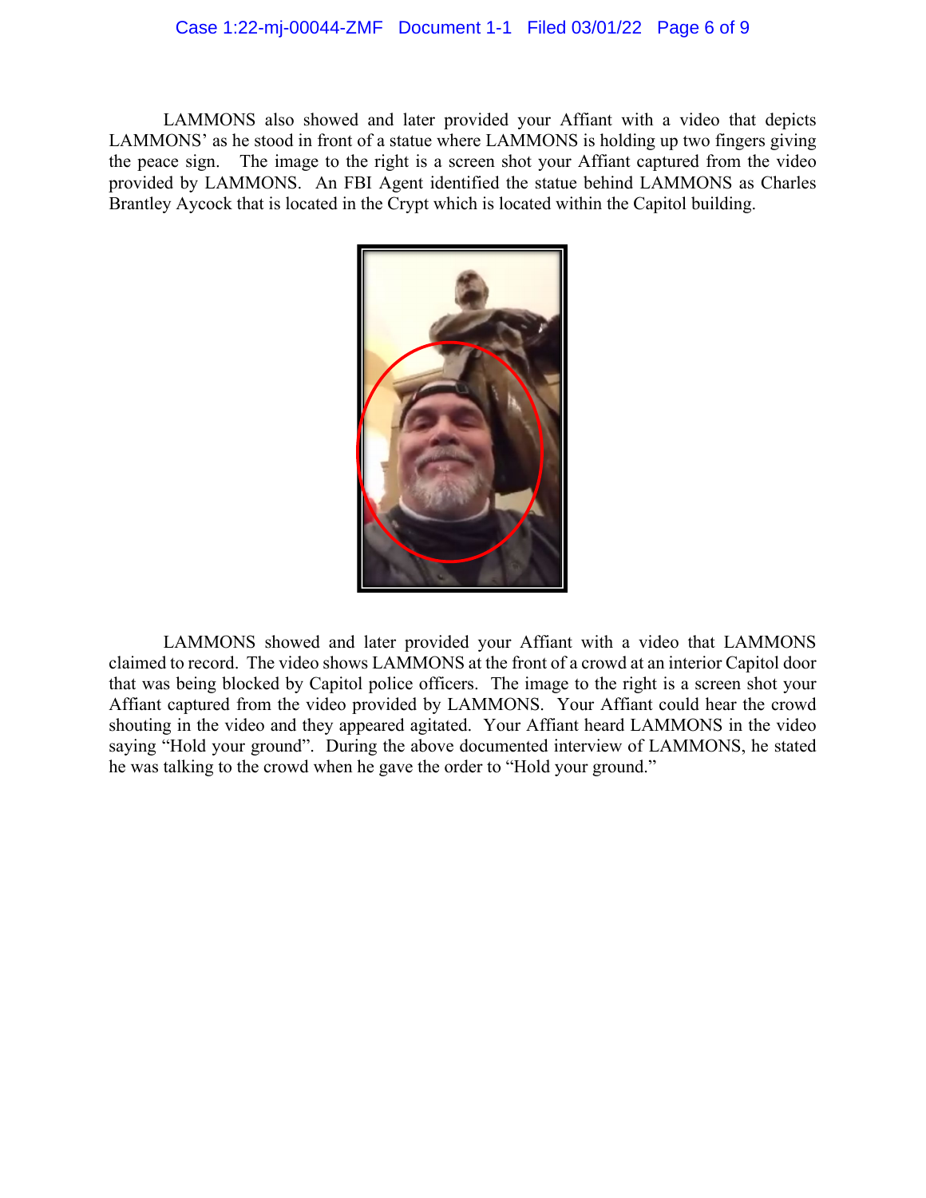LAMMONS also showed and later provided your Affiant with a video that depicts LAMMONS' as he stood in front of a statue where LAMMONS is holding up two fingers giving the peace sign. The image to the right is a screen shot your Affiant captured from the video provided by LAMMONS. An FBI Agent identified the statue behind LAMMONS as Charles Brantley Aycock that is located in the Crypt which is located within the Capitol building.

LAMMONS showed and later provided your Affiant with a video that LAMMONS claimed to record. The video shows LAMMONS at the front of a crowd at an interior Capitol door that was being blocked by Capitol police officers. The image to the right is a screen shot your Affiant captured from the video provided by LAMMONS. Your Affiant could hear the crowd shouting in the video and they appeared agitated. Your Affiant heard LAMMONS in the video saying "Hold your ground". During the above documented interview of LAMMONS, he stated he was talking to the crowd when he gave the order to "Hold your ground."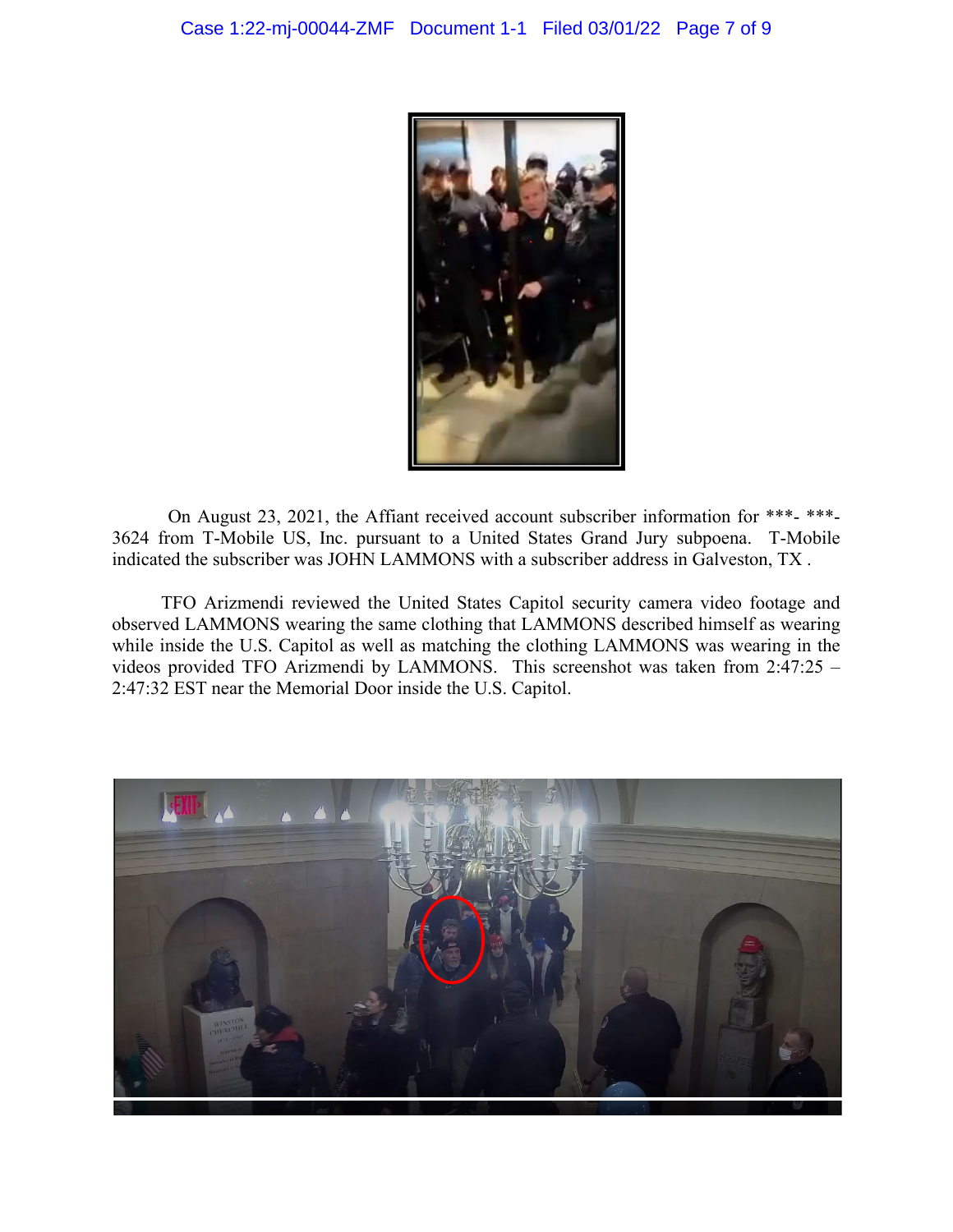On August 23, 2021, the Affiant received account subscriber information for ***- ***-3624 from T-Mobile US, Inc. pursuant to a United States Grand Jury subpoena. T-Mobile indicated the subscriber was JOHN LAMMONS with a subscriber address in Galveston, TX .

TFO Arizmendi reviewed the United States Capitol security camera video footage and observed LAMMONS wearing the same clothing that LAMMONS described himself as wearing while inside the U.S. Capitol as well as matching the clothing LAMMONS was wearing in the videos provided TFO Arizmendi by LAMMONS. This screenshot was taken from 2:47:25 – 2:47:32 EST near the Memorial Door inside the U.S. Capitol.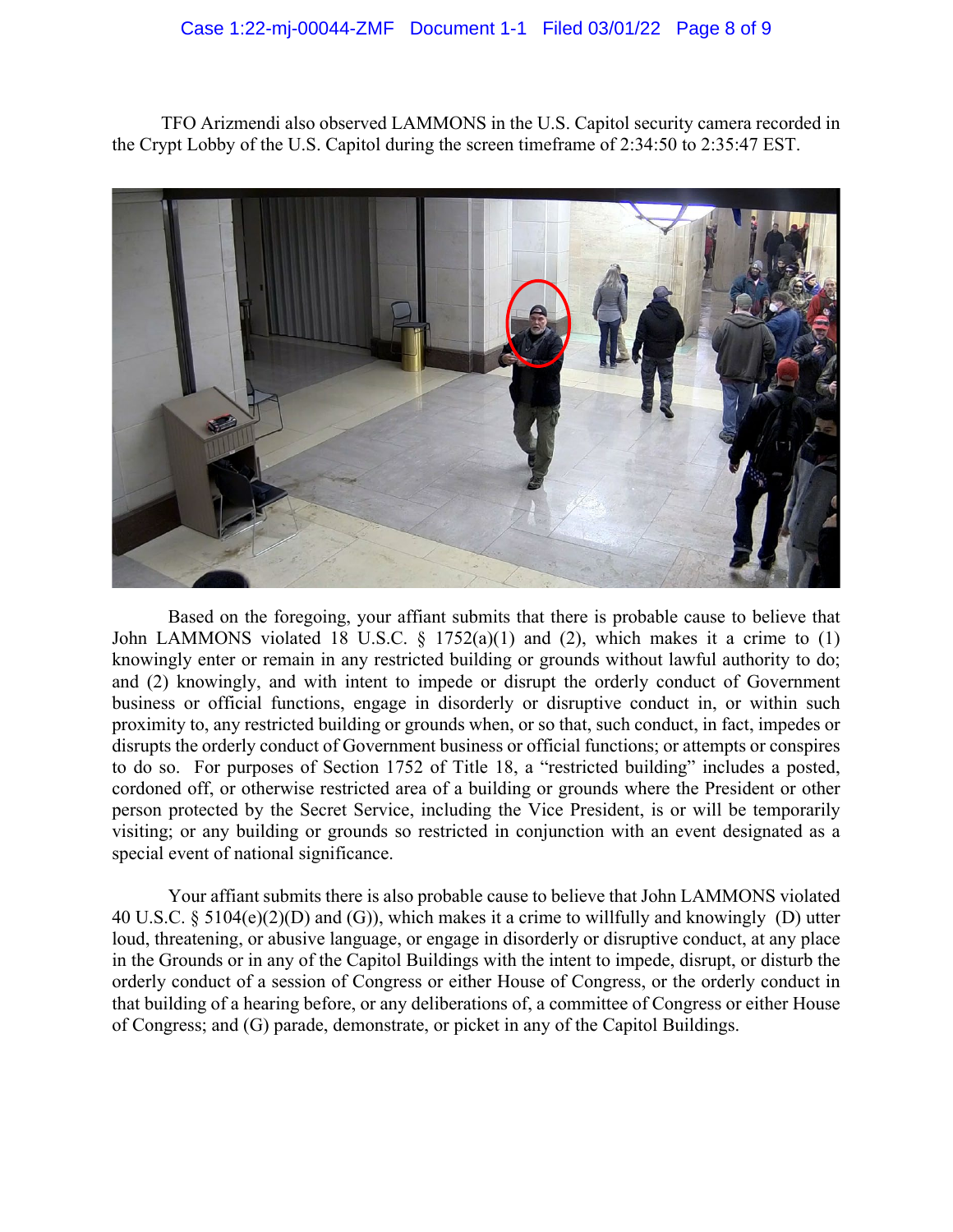TFO Arizmendi also observed LAMMONS in the U.S. Capitol security camera recorded in the Crypt Lobby of the U.S. Capitol during the screen timeframe of 2:34:50 to 2:35:47 EST.

Based on the foregoing, your affiant submits that there is probable cause to believe that John LAMMONS violated 18 U.S.C. § 1752(a)(1) and (2), which makes it a crime to (1) knowingly enter or remain in any restricted building or grounds without lawful authority to do; and (2) knowingly, and with intent to impede or disrupt the orderly conduct of Government business or official functions, engage in disorderly or disruptive conduct in, or within such proximity to, any restricted building or grounds when, or so that, such conduct, in fact, impedes or disrupts the orderly conduct of Government business or official functions; or attempts or conspires to do so. For purposes of Section 1752 of Title 18, a "restricted building" includes a posted, cordoned off, or otherwise restricted area of a building or grounds where the President or other person protected by the Secret Service, including the Vice President, is or will be temporarily visiting; or any building or grounds so restricted in conjunction with an event designated as a special event of national significance.

Your affiant submits there is also probable cause to believe that John LAMMONS violated 40 U.S.C. § 5104(e)(2)(D) and (G)), which makes it a crime to willfully and knowingly (D) utter loud, threatening, or abusive language, or engage in disorderly or disruptive conduct, at any place in the Grounds or in any of the Capitol Buildings with the intent to impede, disrupt, or disturb the orderly conduct of a session of Congress or either House of Congress, or the orderly conduct in that building of a hearing before, or any deliberations of, a committee of Congress or either House of Congress; and (G) parade, demonstrate, or picket in any of the Capitol Buildings.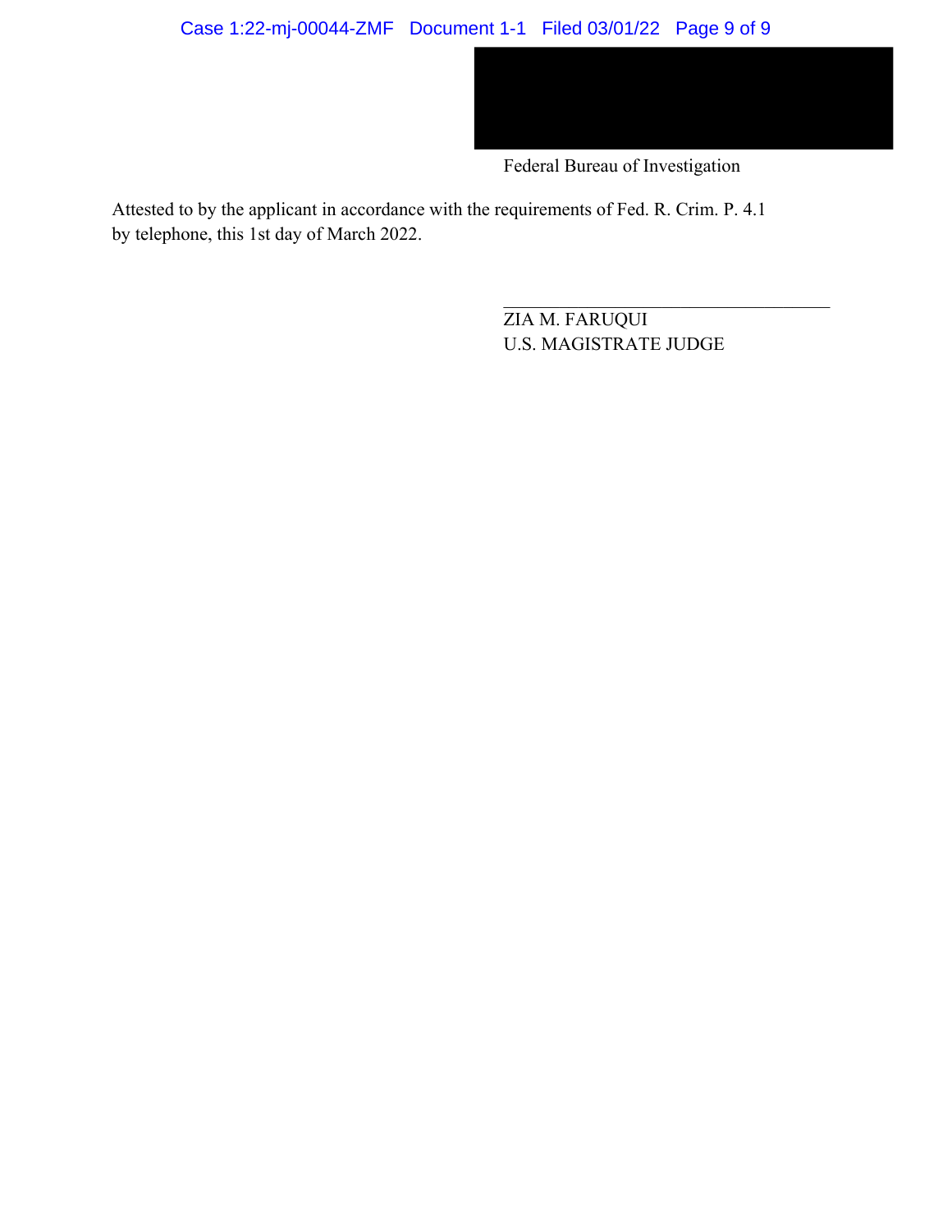Federal Bureau of Investigation

Attested to by the applicant in accordance with the requirements of Fed. R. Crim. P. 4.1 by telephone, this 1st day of March 2022.

\_\_\_\_\_\_\_\_\_\_\_\_\_\_\_\_\_\_\_\_\_\_\_\_\_\_\_\_\_\_\_\_\_\_\_\_

ZIA M. FARUQUI
U.S. MAGISTRATE JUDGE